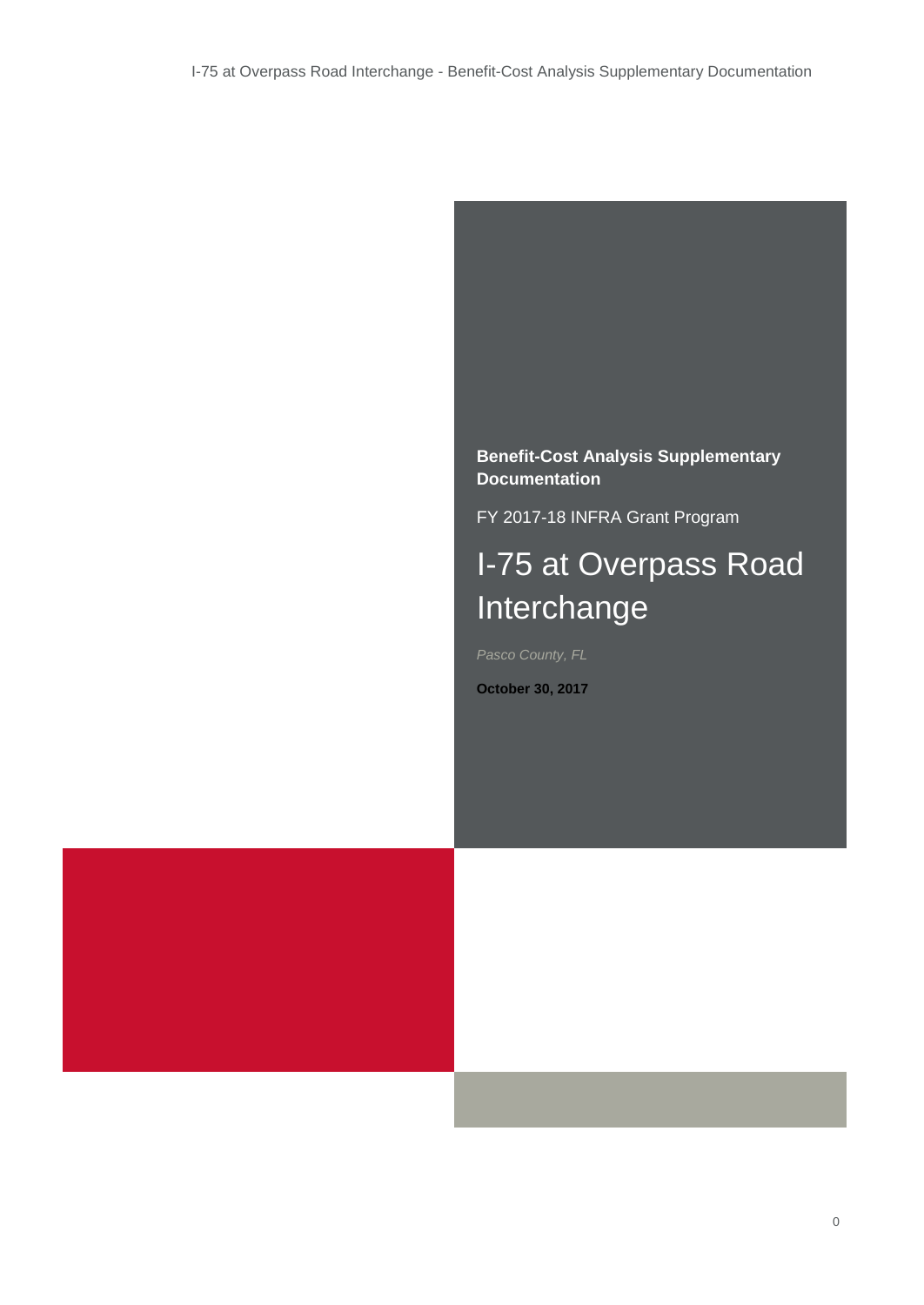**Benefit-Cost Analysis Supplementary Documentation**

FY 2017-18 INFRA Grant Program

# I-75 at Overpass Road Interchange

*Pasco County, FL*

**October 30, 2017**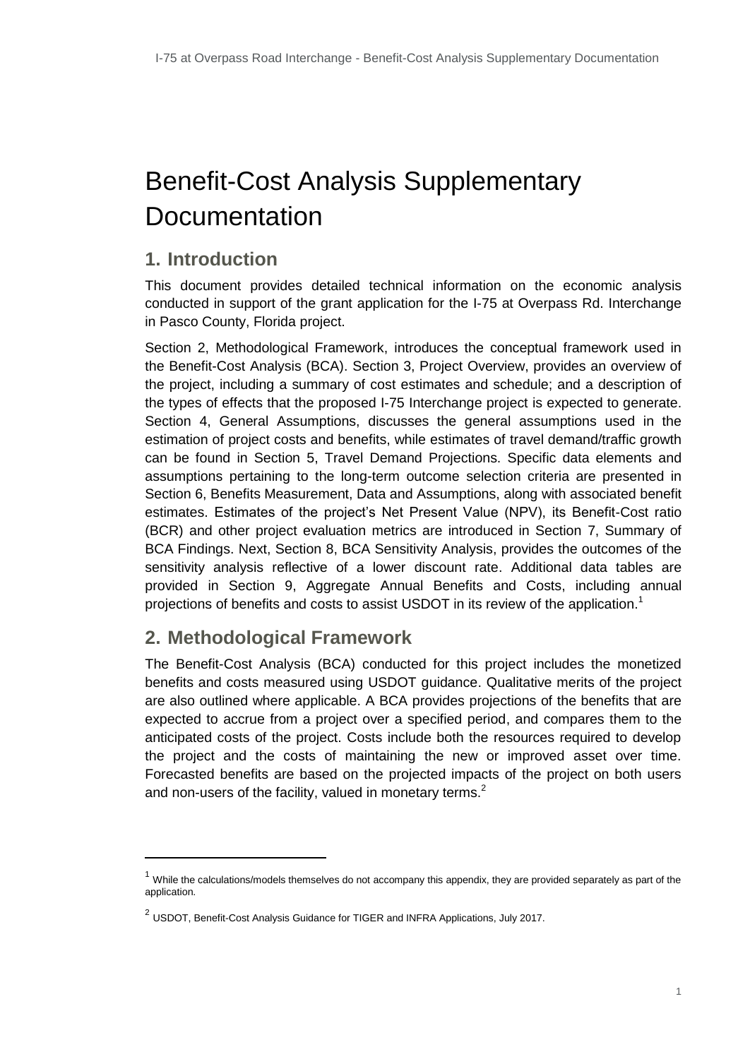# Benefit-Cost Analysis Supplementary Documentation

## 1. Introduction

This document provides detailed technical information on the economic analysis conducted in support of the grant application for the I-75 at Overpass Rd. Interchange in Pasco County, Florida project.

Section 2, Methodological Framework, introduces the conceptual framework used in the Benefit-Cost Analysis (BCA). Section 3, Project Overview, provides an overview of the project, including a summary of cost estimates and schedule; and a description of the types of effects that the proposed I-75 Interchange project is expected to generate. Section 4, General Assumptions, discusses the general assumptions used in the estimation of project costs and benefits, while estimates of travel demand/traffic growth can be found in Section 5, Travel Demand Projections. Specific data elements and assumptions pertaining to the long-term outcome selection criteria are presented in Section 6, Benefits Measurement, Data and Assumptions, along with associated benefit estimates. Estimates of the project's Net Present Value (NPV), its Benefit-Cost ratio (BCR) and other project evaluation metrics are introduced in Section 7, Summary of BCA Findings. Next, Section 8, BCA Sensitivity Analysis, provides the outcomes of the sensitivity analysis reflective of a lower discount rate. Additional data tables are provided in Section 9, Aggregate Annual Benefits and Costs, including annual projections of benefits and costs to assist USDOT in its review of the application.[1]

## 2. Methodological Framework

The Benefit-Cost Analysis (BCA) conducted for this project includes the monetized benefits and costs measured using USDOT guidance. Qualitative merits of the project are also outlined where applicable. A BCA provides projections of the benefits that are expected to accrue from a project over a specified period, and compares them to the anticipated costs of the project. Costs include both the resources required to develop the project and the costs of maintaining the new or improved asset over time. Forecasted benefits are based on the projected impacts of the project on both users and non-users of the facility, valued in monetary terms.[2]

---

[1] While the calculations/models themselves do not accompany this appendix, they are provided separately as part of the application.

[2] USDOT, Benefit-Cost Analysis Guidance for TIGER and INFRA Applications, July 2017.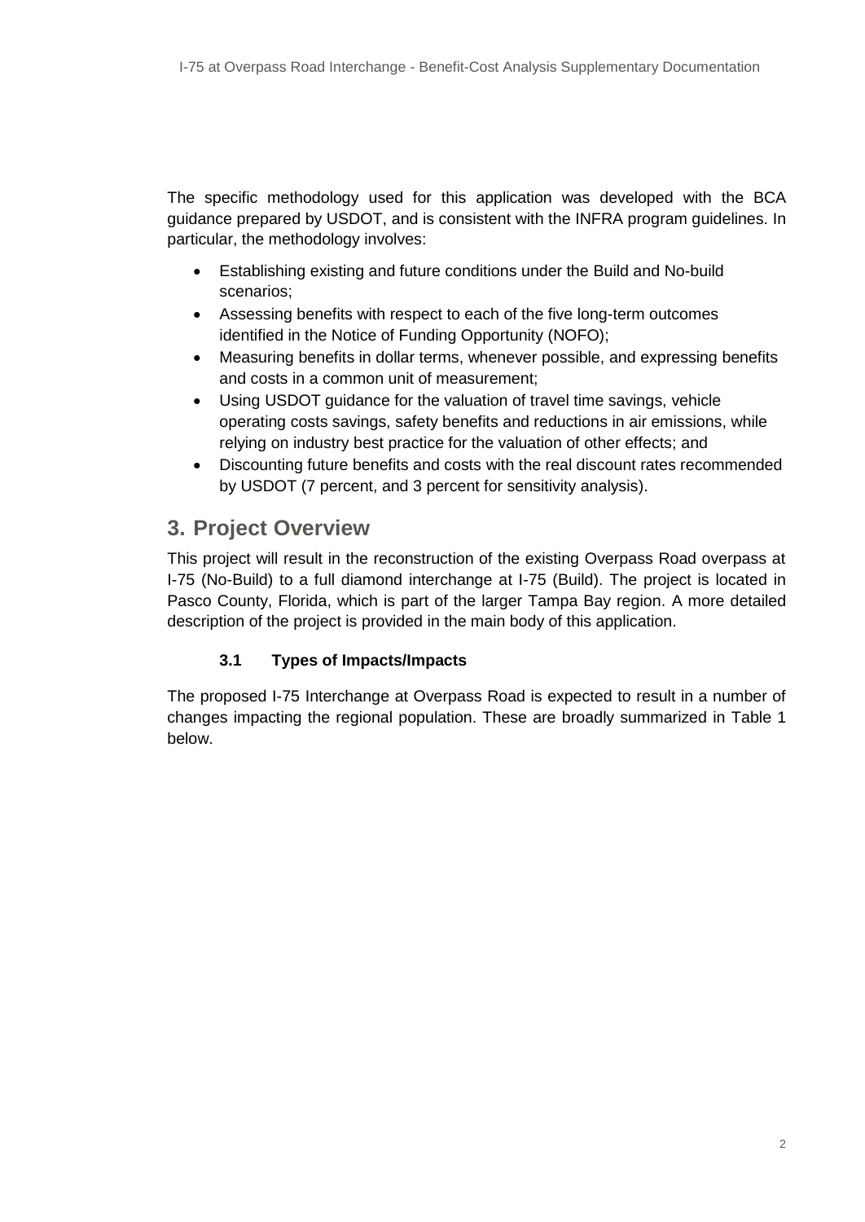The specific methodology used for this application was developed with the BCA guidance prepared by USDOT, and is consistent with the INFRA program guidelines. In particular, the methodology involves:

- Establishing existing and future conditions under the Build and No-build scenarios;
- Assessing benefits with respect to each of the five long-term outcomes identified in the Notice of Funding Opportunity (NOFO);
- Measuring benefits in dollar terms, whenever possible, and expressing benefits and costs in a common unit of measurement;
- Using USDOT guidance for the valuation of travel time savings, vehicle operating costs savings, safety benefits and reductions in air emissions, while relying on industry best practice for the valuation of other effects; and
- Discounting future benefits and costs with the real discount rates recommended by USDOT (7 percent, and 3 percent for sensitivity analysis).

## 3. Project Overview

This project will result in the reconstruction of the existing Overpass Road overpass at I-75 (No-Build) to a full diamond interchange at I-75 (Build). The project is located in Pasco County, Florida, which is part of the larger Tampa Bay region. A more detailed description of the project is provided in the main body of this application.

### 3.1 Types of Impacts/Impacts

The proposed I-75 Interchange at Overpass Road is expected to result in a number of changes impacting the regional population. These are broadly summarized in Table 1 below.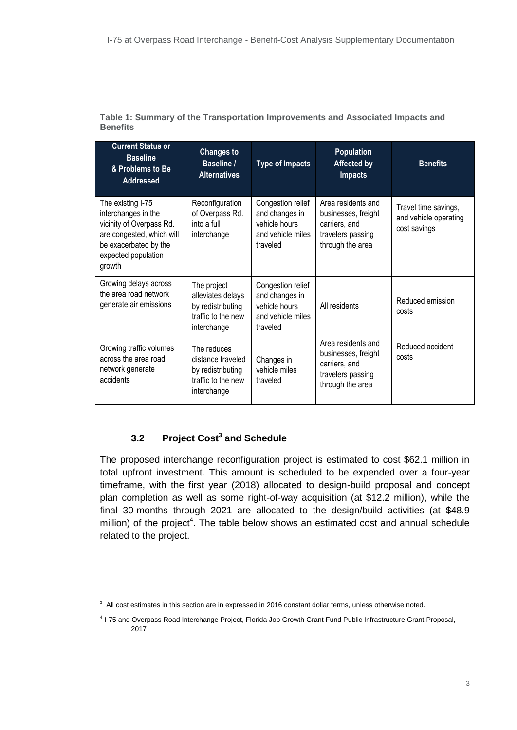**Table 1: Summary of the Transportation Improvements and Associated Impacts and Benefits**

| Current Status or Baseline & Problems to Be Addressed | Changes to Baseline / Alternatives | Type of Impacts | Population Affected by Impacts | Benefits |
|---|---|---|---|---|
| The existing I-75 interchanges in the vicinity of Overpass Rd. are congested, which will be exacerbated by the expected population growth | Reconfiguration of Overpass Rd. into a full interchange | Congestion relief and changes in vehicle hours and vehicle miles traveled | Area residents and businesses, freight carriers, and travelers passing through the area | Travel time savings, and vehicle operating cost savings |
| Growing delays across the area road network generate air emissions | The project alleviates delays by redistributing traffic to the new interchange | Congestion relief and changes in vehicle hours and vehicle miles traveled | All residents | Reduced emission costs |
| Growing traffic volumes across the area road network generate accidents | The reduces distance traveled by redistributing traffic to the new interchange | Changes in vehicle miles traveled | Area residents and businesses, freight carriers, and travelers passing through the area | Reduced accident costs |

### 3.2 Project Cost[3] and Schedule

The proposed interchange reconfiguration project is estimated to cost $62.1 million in total upfront investment. This amount is scheduled to be expended over a four-year timeframe, with the first year (2018) allocated to design-build proposal and concept plan completion as well as some right-of-way acquisition (at $12.2 million), while the final 30-months through 2021 are allocated to the design/build activities (at $48.9 million) of the project[4]. The table below shows an estimated cost and annual schedule related to the project.

---

[3] All cost estimates in this section are in expressed in 2016 constant dollar terms, unless otherwise noted.

[4] I-75 and Overpass Road Interchange Project, Florida Job Growth Grant Fund Public Infrastructure Grant Proposal, 2017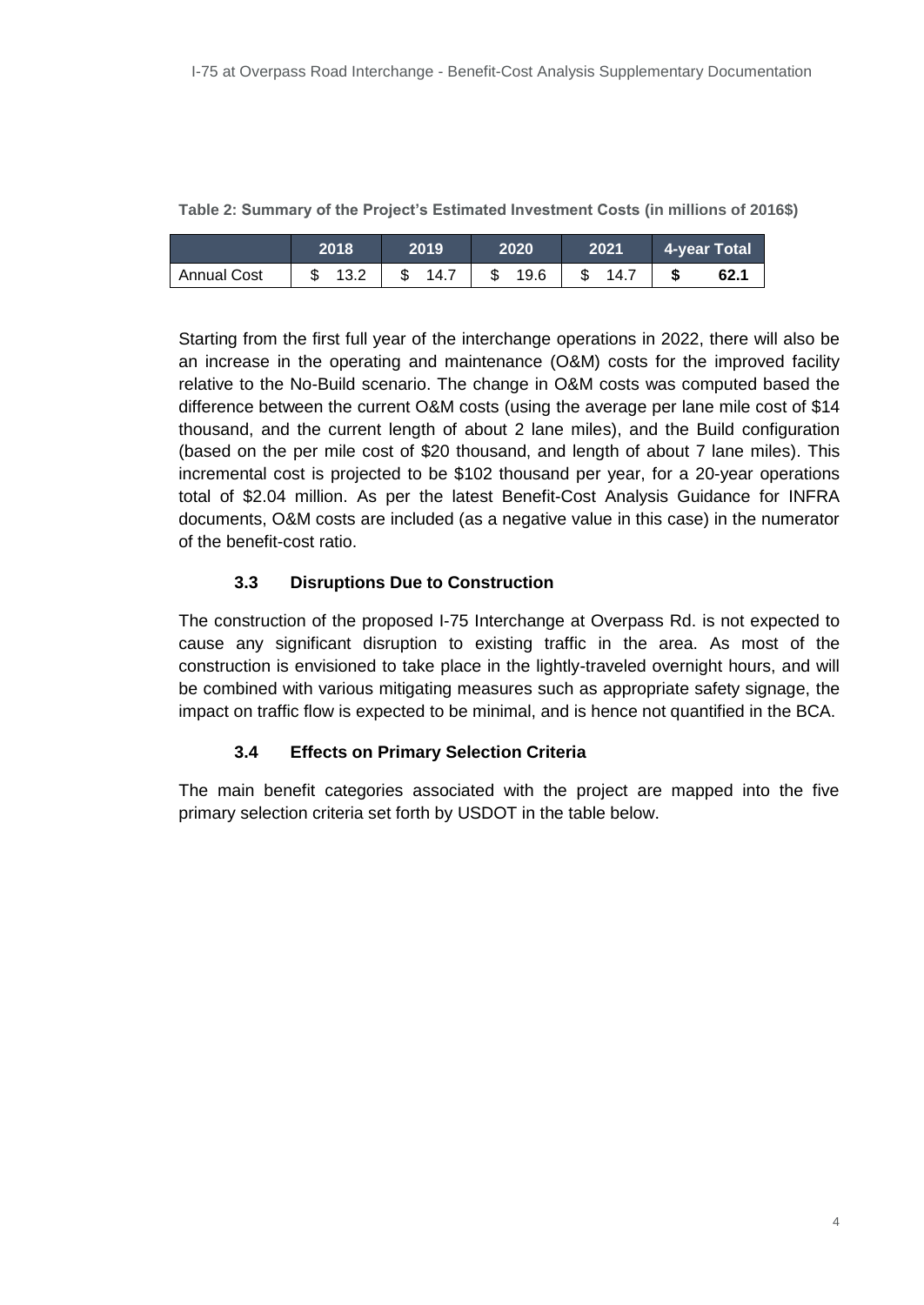**Table 2: Summary of the Project's Estimated Investment Costs (in millions of 2016$)**

| | 2018 | 2019 | 2020 | 2021 | 4-year Total |
|---|---|---|---|---|---|
| Annual Cost | $ 13.2 | $ 14.7 | $ 19.6 | $ 14.7 | **$ 62.1** |

Starting from the first full year of the interchange operations in 2022, there will also be an increase in the operating and maintenance (O&M) costs for the improved facility relative to the No-Build scenario. The change in O&M costs was computed based the difference between the current O&M costs (using the average per lane mile cost of $14 thousand, and the current length of about 2 lane miles), and the Build configuration (based on the per mile cost of $20 thousand, and length of about 7 lane miles). This incremental cost is projected to be $102 thousand per year, for a 20-year operations total of $2.04 million. As per the latest Benefit-Cost Analysis Guidance for INFRA documents, O&M costs are included (as a negative value in this case) in the numerator of the benefit-cost ratio.

### 3.3 Disruptions Due to Construction

The construction of the proposed I-75 Interchange at Overpass Rd. is not expected to cause any significant disruption to existing traffic in the area. As most of the construction is envisioned to take place in the lightly-traveled overnight hours, and will be combined with various mitigating measures such as appropriate safety signage, the impact on traffic flow is expected to be minimal, and is hence not quantified in the BCA.

### 3.4 Effects on Primary Selection Criteria

The main benefit categories associated with the project are mapped into the five primary selection criteria set forth by USDOT in the table below.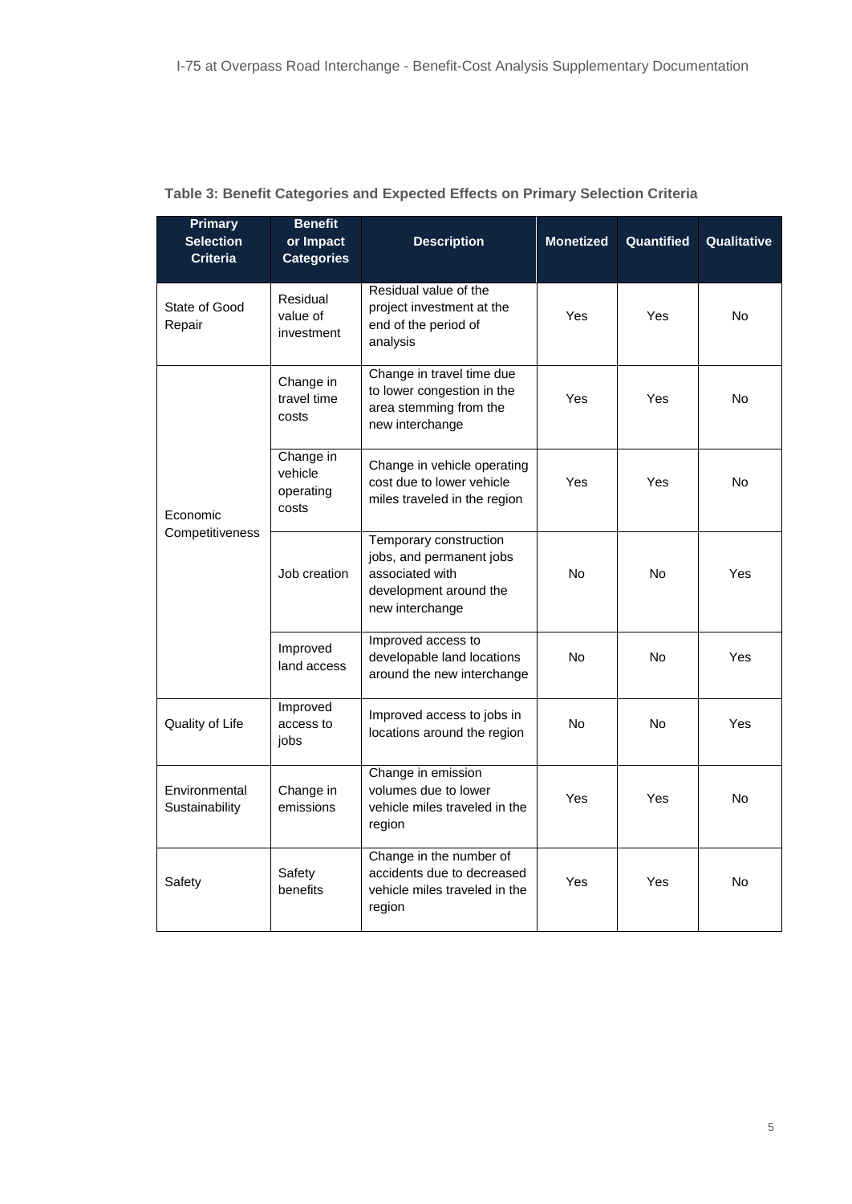**Table 3: Benefit Categories and Expected Effects on Primary Selection Criteria**

| Primary Selection Criteria | Benefit or Impact Categories | Description | Monetized | Quantified | Qualitative |
|---|---|---|---|---|---|
| State of Good Repair | Residual value of investment | Residual value of the project investment at the end of the period of analysis | Yes | Yes | No |
| Economic Competitiveness | Change in travel time costs | Change in travel time due to lower congestion in the area stemming from the new interchange | Yes | Yes | No |
| | Change in vehicle operating costs | Change in vehicle operating cost due to lower vehicle miles traveled in the region | Yes | Yes | No |
| | Job creation | Temporary construction jobs, and permanent jobs associated with development around the new interchange | No | No | Yes |
| | Improved land access | Improved access to developable land locations around the new interchange | No | No | Yes |
| Quality of Life | Improved access to jobs | Improved access to jobs in locations around the region | No | No | Yes |
| Environmental Sustainability | Change in emissions | Change in emission volumes due to lower vehicle miles traveled in the region | Yes | Yes | No |
| Safety | Safety benefits | Change in the number of accidents due to decreased vehicle miles traveled in the region | Yes | Yes | No |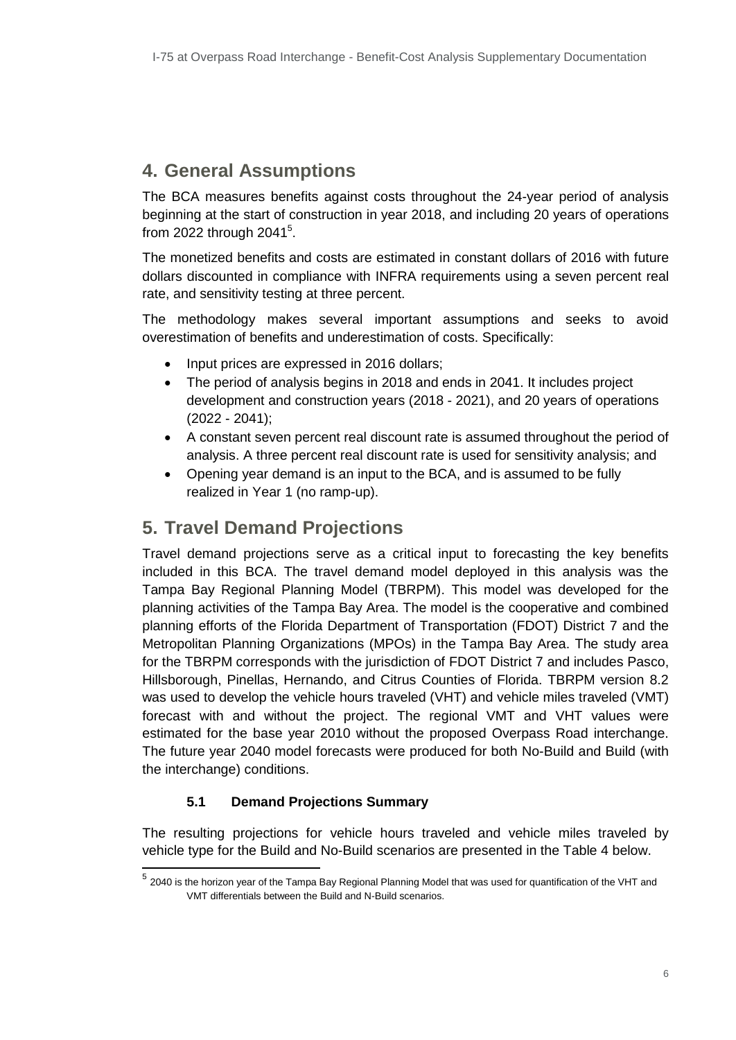# 4. General Assumptions

The BCA measures benefits against costs throughout the 24-year period of analysis beginning at the start of construction in year 2018, and including 20 years of operations from 2022 through 2041[5].

The monetized benefits and costs are estimated in constant dollars of 2016 with future dollars discounted in compliance with INFRA requirements using a seven percent real rate, and sensitivity testing at three percent.

The methodology makes several important assumptions and seeks to avoid overestimation of benefits and underestimation of costs. Specifically:

- Input prices are expressed in 2016 dollars;
- The period of analysis begins in 2018 and ends in 2041. It includes project development and construction years (2018 - 2021), and 20 years of operations (2022 - 2041);
- A constant seven percent real discount rate is assumed throughout the period of analysis. A three percent real discount rate is used for sensitivity analysis; and
- Opening year demand is an input to the BCA, and is assumed to be fully realized in Year 1 (no ramp-up).

# 5. Travel Demand Projections

Travel demand projections serve as a critical input to forecasting the key benefits included in this BCA. The travel demand model deployed in this analysis was the Tampa Bay Regional Planning Model (TBRPM). This model was developed for the planning activities of the Tampa Bay Area. The model is the cooperative and combined planning efforts of the Florida Department of Transportation (FDOT) District 7 and the Metropolitan Planning Organizations (MPOs) in the Tampa Bay Area. The study area for the TBRPM corresponds with the jurisdiction of FDOT District 7 and includes Pasco, Hillsborough, Pinellas, Hernando, and Citrus Counties of Florida. TBRPM version 8.2 was used to develop the vehicle hours traveled (VHT) and vehicle miles traveled (VMT) forecast with and without the project. The regional VMT and VHT values were estimated for the base year 2010 without the proposed Overpass Road interchange. The future year 2040 model forecasts were produced for both No-Build and Build (with the interchange) conditions.

## 5.1 Demand Projections Summary

The resulting projections for vehicle hours traveled and vehicle miles traveled by vehicle type for the Build and No-Build scenarios are presented in the Table 4 below.

[5] 2040 is the horizon year of the Tampa Bay Regional Planning Model that was used for quantification of the VHT and VMT differentials between the Build and N-Build scenarios.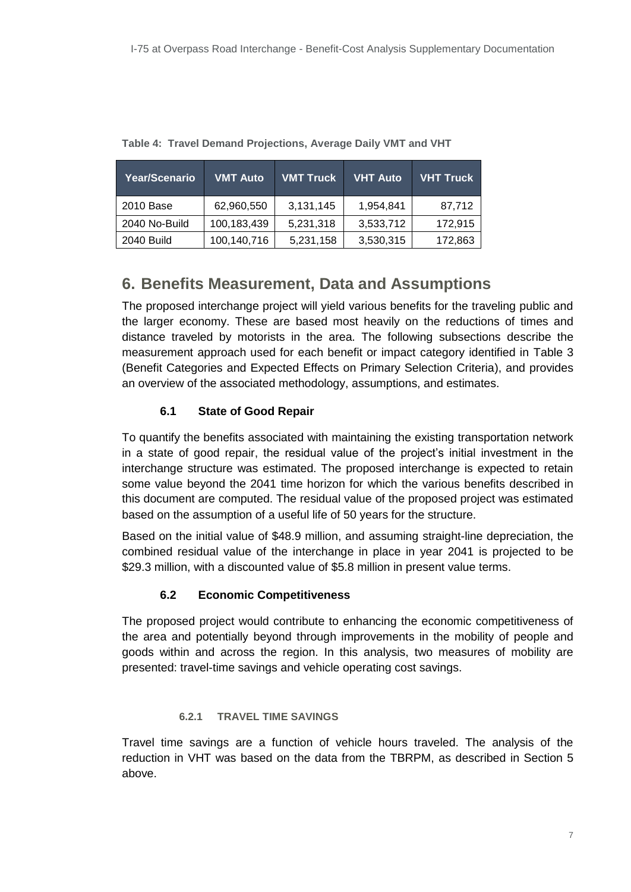**Table 4: Travel Demand Projections, Average Daily VMT and VHT**

| Year/Scenario | VMT Auto | VMT Truck | VHT Auto | VHT Truck |
|---|---|---|---|---|
| 2010 Base | 62,960,550 | 3,131,145 | 1,954,841 | 87,712 |
| 2040 No-Build | 100,183,439 | 5,231,318 | 3,533,712 | 172,915 |
| 2040 Build | 100,140,716 | 5,231,158 | 3,530,315 | 172,863 |

# 6. Benefits Measurement, Data and Assumptions

The proposed interchange project will yield various benefits for the traveling public and the larger economy. These are based most heavily on the reductions of times and distance traveled by motorists in the area. The following subsections describe the measurement approach used for each benefit or impact category identified in Table 3 (Benefit Categories and Expected Effects on Primary Selection Criteria), and provides an overview of the associated methodology, assumptions, and estimates.

## 6.1 State of Good Repair

To quantify the benefits associated with maintaining the existing transportation network in a state of good repair, the residual value of the project's initial investment in the interchange structure was estimated. The proposed interchange is expected to retain some value beyond the 2041 time horizon for which the various benefits described in this document are computed. The residual value of the proposed project was estimated based on the assumption of a useful life of 50 years for the structure.

Based on the initial value of $48.9 million, and assuming straight-line depreciation, the combined residual value of the interchange in place in year 2041 is projected to be $29.3 million, with a discounted value of $5.8 million in present value terms.

## 6.2 Economic Competitiveness

The proposed project would contribute to enhancing the economic competitiveness of the area and potentially beyond through improvements in the mobility of people and goods within and across the region. In this analysis, two measures of mobility are presented: travel-time savings and vehicle operating cost savings.

### 6.2.1 TRAVEL TIME SAVINGS

Travel time savings are a function of vehicle hours traveled. The analysis of the reduction in VHT was based on the data from the TBRPM, as described in Section 5 above.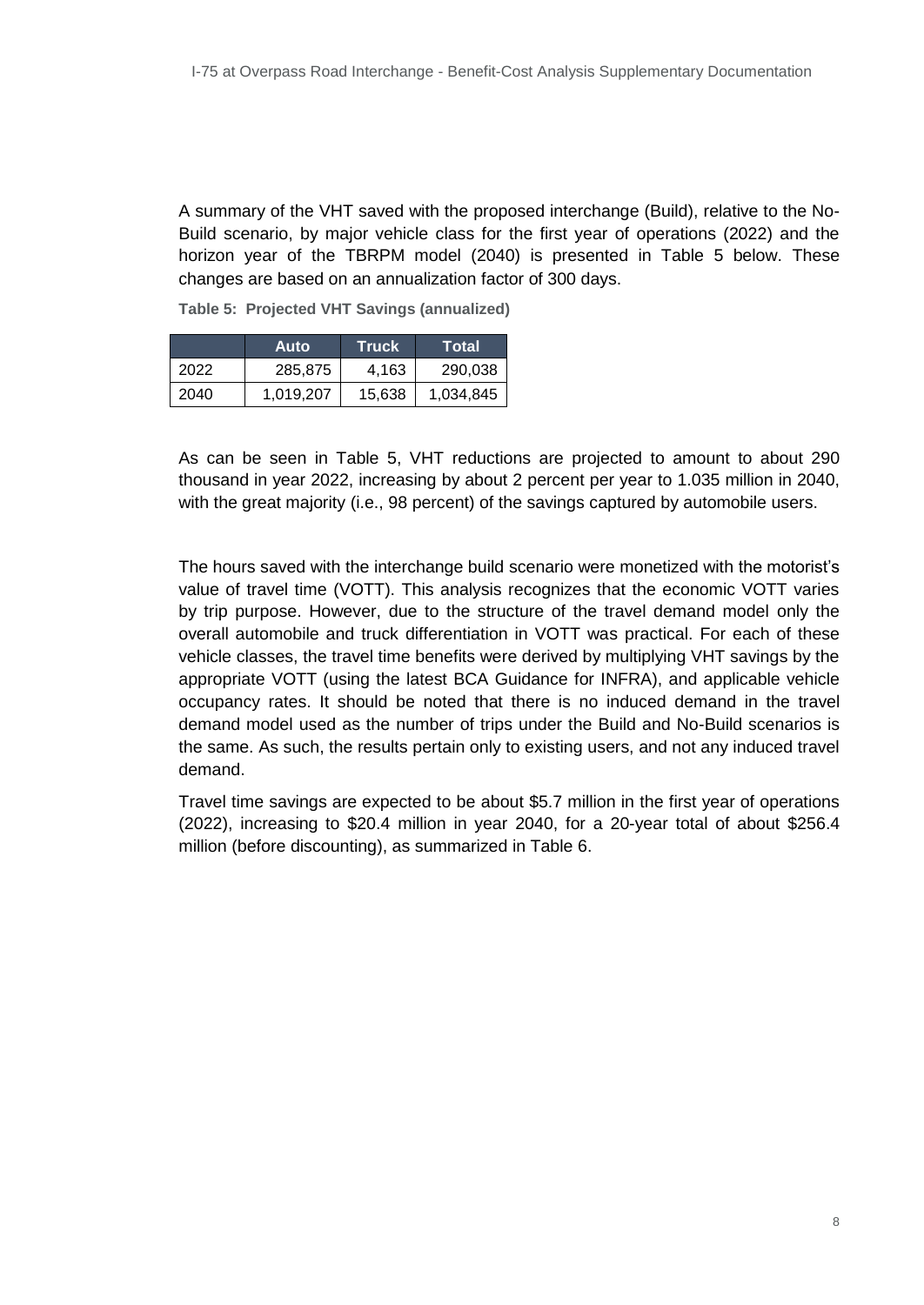A summary of the VHT saved with the proposed interchange (Build), relative to the No-Build scenario, by major vehicle class for the first year of operations (2022) and the horizon year of the TBRPM model (2040) is presented in Table 5 below. These changes are based on an annualization factor of 300 days.

**Table 5: Projected VHT Savings (annualized)**

| | Auto | Truck | Total |
|---|---|---|---|
| 2022 | 285,875 | 4,163 | 290,038 |
| 2040 | 1,019,207 | 15,638 | 1,034,845 |

As can be seen in Table 5, VHT reductions are projected to amount to about 290 thousand in year 2022, increasing by about 2 percent per year to 1.035 million in 2040, with the great majority (i.e., 98 percent) of the savings captured by automobile users.

The hours saved with the interchange build scenario were monetized with the motorist's value of travel time (VOTT). This analysis recognizes that the economic VOTT varies by trip purpose. However, due to the structure of the travel demand model only the overall automobile and truck differentiation in VOTT was practical. For each of these vehicle classes, the travel time benefits were derived by multiplying VHT savings by the appropriate VOTT (using the latest BCA Guidance for INFRA), and applicable vehicle occupancy rates. It should be noted that there is no induced demand in the travel demand model used as the number of trips under the Build and No-Build scenarios is the same. As such, the results pertain only to existing users, and not any induced travel demand.

Travel time savings are expected to be about $5.7 million in the first year of operations (2022), increasing to $20.4 million in year 2040, for a 20-year total of about $256.4 million (before discounting), as summarized in Table 6.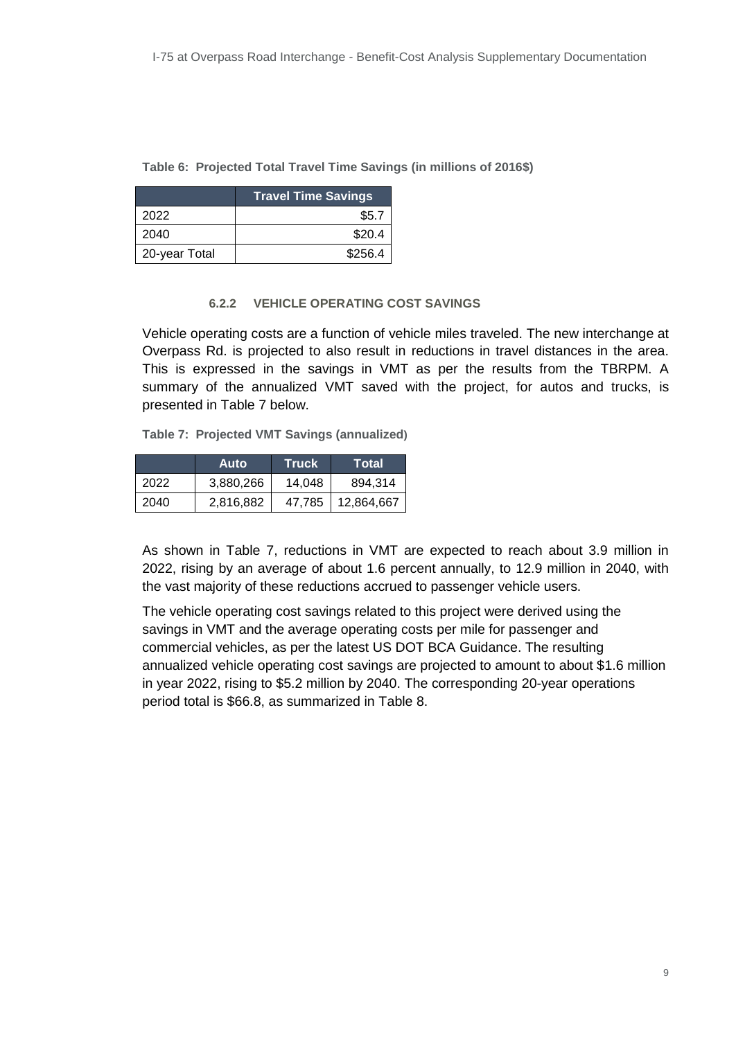**Table 6: Projected Total Travel Time Savings (in millions of 2016$)**

| | Travel Time Savings |
|---|---|
| 2022 | $5.7 |
| 2040 | $20.4 |
| 20-year Total | $256.4 |

#### 6.2.2 VEHICLE OPERATING COST SAVINGS

Vehicle operating costs are a function of vehicle miles traveled. The new interchange at Overpass Rd. is projected to also result in reductions in travel distances in the area. This is expressed in the savings in VMT as per the results from the TBRPM. A summary of the annualized VMT saved with the project, for autos and trucks, is presented in Table 7 below.

**Table 7: Projected VMT Savings (annualized)**

| | Auto | Truck | Total |
|---|---|---|---|
| 2022 | 3,880,266 | 14,048 | 894,314 |
| 2040 | 2,816,882 | 47,785 | 12,864,667 |

As shown in Table 7, reductions in VMT are expected to reach about 3.9 million in 2022, rising by an average of about 1.6 percent annually, to 12.9 million in 2040, with the vast majority of these reductions accrued to passenger vehicle users.

The vehicle operating cost savings related to this project were derived using the savings in VMT and the average operating costs per mile for passenger and commercial vehicles, as per the latest US DOT BCA Guidance. The resulting annualized vehicle operating cost savings are projected to amount to about $1.6 million in year 2022, rising to $5.2 million by 2040. The corresponding 20-year operations period total is $66.8, as summarized in Table 8.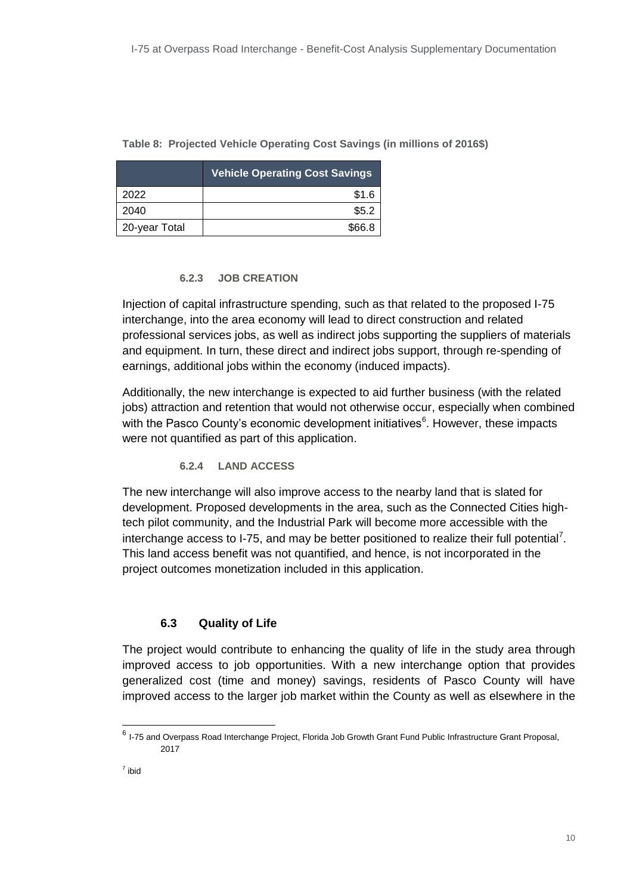**Table 8: Projected Vehicle Operating Cost Savings (in millions of 2016$)**

| | Vehicle Operating Cost Savings |
|---|---|
| 2022 | $1.6 |
| 2040 | $5.2 |
| 20-year Total | $66.8 |

#### 6.2.3 JOB CREATION

Injection of capital infrastructure spending, such as that related to the proposed I-75 interchange, into the area economy will lead to direct construction and related professional services jobs, as well as indirect jobs supporting the suppliers of materials and equipment. In turn, these direct and indirect jobs support, through re-spending of earnings, additional jobs within the economy (induced impacts).

Additionally, the new interchange is expected to aid further business (with the related jobs) attraction and retention that would not otherwise occur, especially when combined with the Pasco County's economic development initiatives[6]. However, these impacts were not quantified as part of this application.

#### 6.2.4 LAND ACCESS

The new interchange will also improve access to the nearby land that is slated for development. Proposed developments in the area, such as the Connected Cities high-tech pilot community, and the Industrial Park will become more accessible with the interchange access to I-75, and may be better positioned to realize their full potential[7]. This land access benefit was not quantified, and hence, is not incorporated in the project outcomes monetization included in this application.

### 6.3 Quality of Life

The project would contribute to enhancing the quality of life in the study area through improved access to job opportunities. With a new interchange option that provides generalized cost (time and money) savings, residents of Pasco County will have improved access to the larger job market within the County as well as elsewhere in the

---

[6] I-75 and Overpass Road Interchange Project, Florida Job Growth Grant Fund Public Infrastructure Grant Proposal, 2017

[7] ibid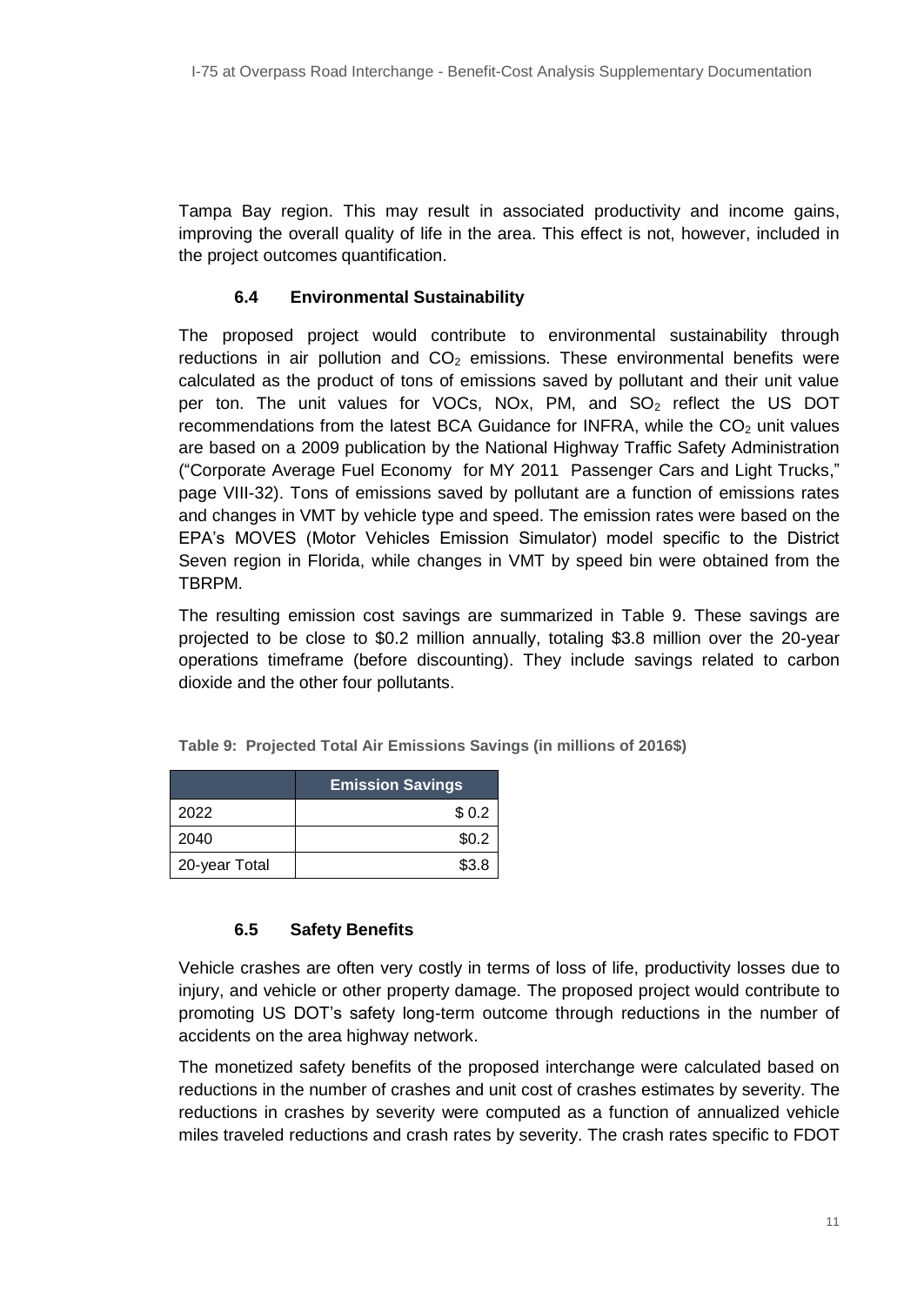Tampa Bay region. This may result in associated productivity and income gains, improving the overall quality of life in the area. This effect is not, however, included in the project outcomes quantification.

### 6.4 Environmental Sustainability

The proposed project would contribute to environmental sustainability through reductions in air pollution and $CO_2$ emissions. These environmental benefits were calculated as the product of tons of emissions saved by pollutant and their unit value per ton. The unit values for VOCs, NOx, PM, and $SO_2$ reflect the US DOT recommendations from the latest BCA Guidance for INFRA, while the $CO_2$ unit values are based on a 2009 publication by the National Highway Traffic Safety Administration ("Corporate Average Fuel Economy for MY 2011 Passenger Cars and Light Trucks," page VIII-32). Tons of emissions saved by pollutant are a function of emissions rates and changes in VMT by vehicle type and speed. The emission rates were based on the EPA's MOVES (Motor Vehicles Emission Simulator) model specific to the District Seven region in Florida, while changes in VMT by speed bin were obtained from the TBRPM.

The resulting emission cost savings are summarized in Table 9. These savings are projected to be close to \$0.2 million annually, totaling \$3.8 million over the 20-year operations timeframe (before discounting). They include savings related to carbon dioxide and the other four pollutants.

**Table 9: Projected Total Air Emissions Savings (in millions of 2016$)**

| | Emission Savings |
|---|---:|
| 2022 | \$ 0.2 |
| 2040 | \$0.2 |
| 20-year Total | \$3.8 |

### 6.5 Safety Benefits

Vehicle crashes are often very costly in terms of loss of life, productivity losses due to injury, and vehicle or other property damage. The proposed project would contribute to promoting US DOT's safety long-term outcome through reductions in the number of accidents on the area highway network.

The monetized safety benefits of the proposed interchange were calculated based on reductions in the number of crashes and unit cost of crashes estimates by severity. The reductions in crashes by severity were computed as a function of annualized vehicle miles traveled reductions and crash rates by severity. The crash rates specific to FDOT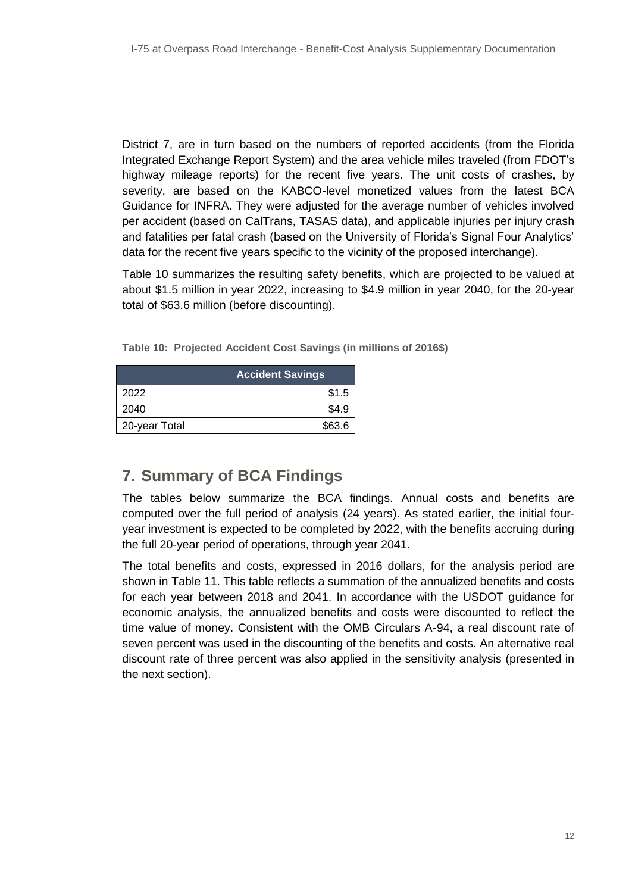District 7, are in turn based on the numbers of reported accidents (from the Florida Integrated Exchange Report System) and the area vehicle miles traveled (from FDOT's highway mileage reports) for the recent five years. The unit costs of crashes, by severity, are based on the KABCO-level monetized values from the latest BCA Guidance for INFRA. They were adjusted for the average number of vehicles involved per accident (based on CalTrans, TASAS data), and applicable injuries per injury crash and fatalities per fatal crash (based on the University of Florida's Signal Four Analytics' data for the recent five years specific to the vicinity of the proposed interchange).

Table 10 summarizes the resulting safety benefits, which are projected to be valued at about $1.5 million in year 2022, increasing to $4.9 million in year 2040, for the 20-year total of $63.6 million (before discounting).

**Table 10: Projected Accident Cost Savings (in millions of 2016$)**

| | Accident Savings |
|---|---:|
| 2022 | $1.5 |
| 2040 | $4.9 |
| 20-year Total | $63.6 |

## 7. Summary of BCA Findings

The tables below summarize the BCA findings. Annual costs and benefits are computed over the full period of analysis (24 years). As stated earlier, the initial four-year investment is expected to be completed by 2022, with the benefits accruing during the full 20-year period of operations, through year 2041.

The total benefits and costs, expressed in 2016 dollars, for the analysis period are shown in Table 11. This table reflects a summation of the annualized benefits and costs for each year between 2018 and 2041. In accordance with the USDOT guidance for economic analysis, the annualized benefits and costs were discounted to reflect the time value of money. Consistent with the OMB Circulars A-94, a real discount rate of seven percent was used in the discounting of the benefits and costs. An alternative real discount rate of three percent was also applied in the sensitivity analysis (presented in the next section).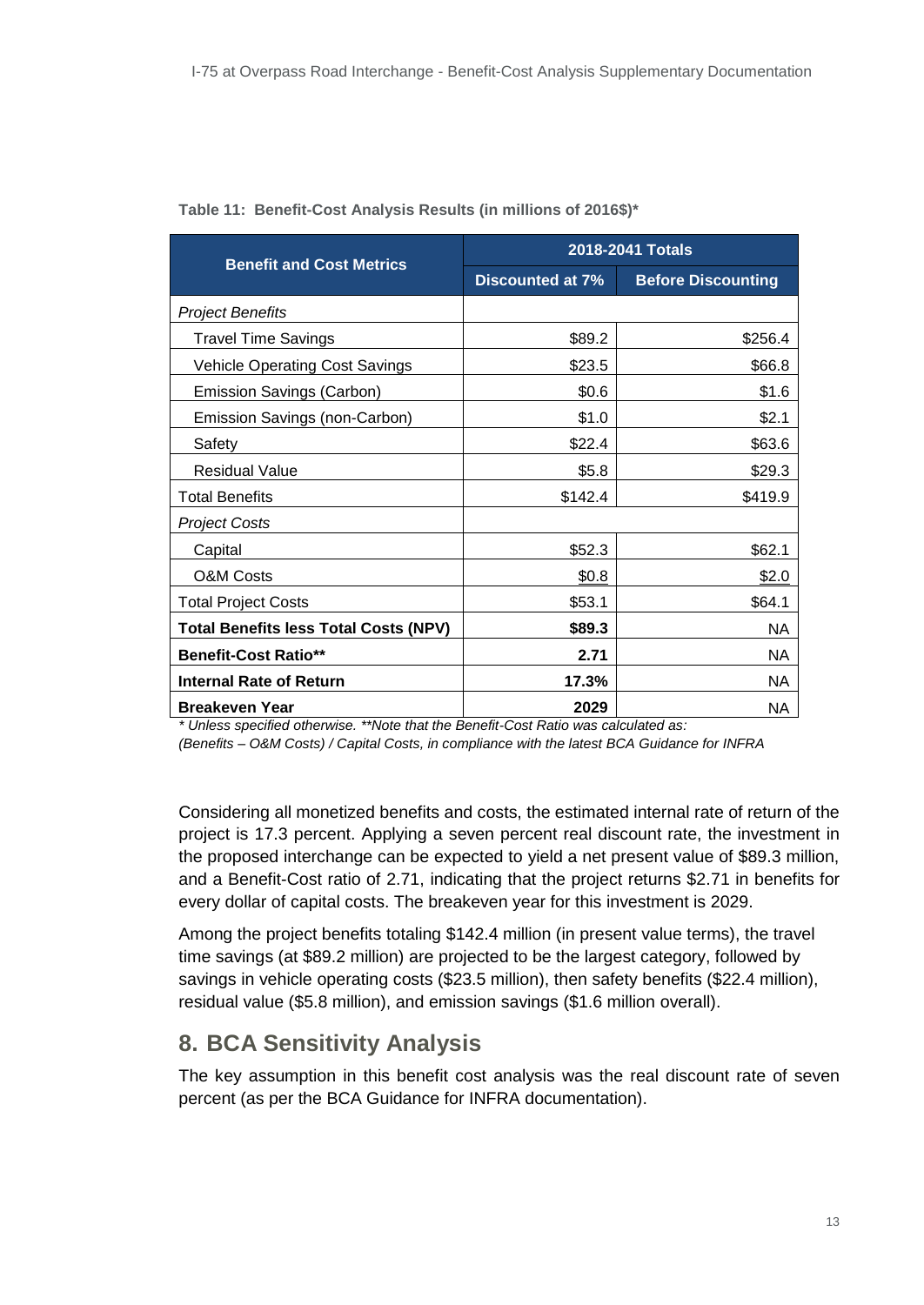**Table 11: Benefit-Cost Analysis Results (in millions of 2016$)***

| Benefit and Cost Metrics | 2018-2041 Totals | |
|---|---|---|
| | Discounted at 7% | Before Discounting |
| *Project Benefits* | | |
| Travel Time Savings | $89.2 | $256.4 |
| Vehicle Operating Cost Savings | $23.5 | $66.8 |
| Emission Savings (Carbon) | $0.6 | $1.6 |
| Emission Savings (non-Carbon) | $1.0 | $2.1 |
| Safety | $22.4 | $63.6 |
| Residual Value | $5.8 | $29.3 |
| Total Benefits | $142.4 | $419.9 |
| *Project Costs* | | |
| Capital | $52.3 | $62.1 |
| O&M Costs | $0.8 | $2.0 |
| Total Project Costs | $53.1 | $64.1 |
| **Total Benefits less Total Costs (NPV)** | **$89.3** | NA |
| **Benefit-Cost Ratio**** | **2.71** | NA |
| **Internal Rate of Return** | **17.3%** | NA |
| **Breakeven Year** | **2029** | NA |

*\* Unless specified otherwise. \*\*Note that the Benefit-Cost Ratio was calculated as: (Benefits – O&M Costs) / Capital Costs, in compliance with the latest BCA Guidance for INFRA*

Considering all monetized benefits and costs, the estimated internal rate of return of the project is 17.3 percent. Applying a seven percent real discount rate, the investment in the proposed interchange can be expected to yield a net present value of $89.3 million, and a Benefit-Cost ratio of 2.71, indicating that the project returns $2.71 in benefits for every dollar of capital costs. The breakeven year for this investment is 2029.

Among the project benefits totaling $142.4 million (in present value terms), the travel time savings (at $89.2 million) are projected to be the largest category, followed by savings in vehicle operating costs ($23.5 million), then safety benefits ($22.4 million), residual value ($5.8 million), and emission savings ($1.6 million overall).

## 8. BCA Sensitivity Analysis

The key assumption in this benefit cost analysis was the real discount rate of seven percent (as per the BCA Guidance for INFRA documentation).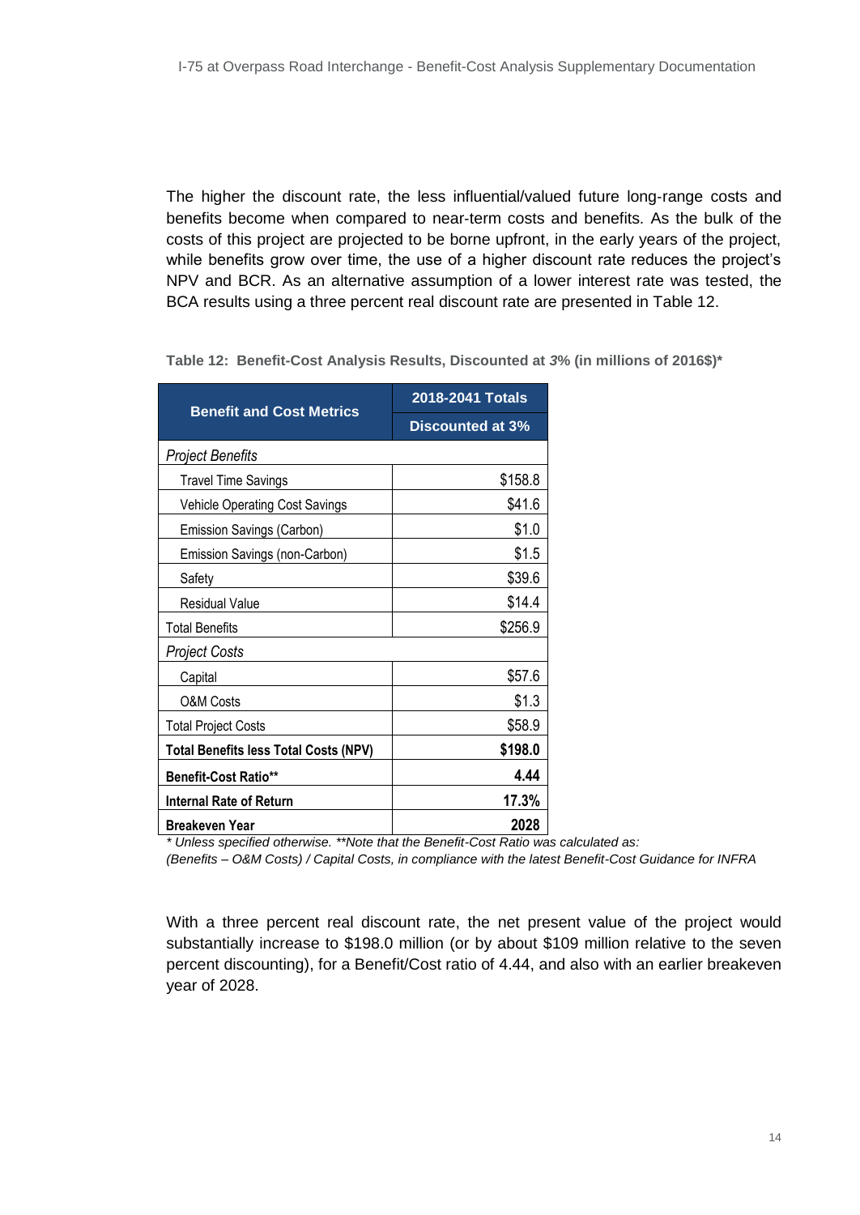The higher the discount rate, the less influential/valued future long-range costs and benefits become when compared to near-term costs and benefits. As the bulk of the costs of this project are projected to be borne upfront, in the early years of the project, while benefits grow over time, the use of a higher discount rate reduces the project's NPV and BCR. As an alternative assumption of a lower interest rate was tested, the BCA results using a three percent real discount rate are presented in Table 12.

**Table 12: Benefit-Cost Analysis Results, Discounted at *3*% (in millions of 2016$)***

| **Benefit and Cost Metrics** | **2018-2041 Totals** |
|---|---|
| | **Discounted at 3%** |
| *Project Benefits* | |
| Travel Time Savings | $158.8 |
| Vehicle Operating Cost Savings | $41.6 |
| Emission Savings (Carbon) | $1.0 |
| Emission Savings (non-Carbon) | $1.5 |
| Safety | $39.6 |
| Residual Value | $14.4 |
| Total Benefits | $256.9 |
| *Project Costs* | |
| Capital | $57.6 |
| O&M Costs | $1.3 |
| Total Project Costs | $58.9 |
| **Total Benefits less Total Costs (NPV)** | **$198.0** |
| **Benefit-Cost Ratio**** | **4.44** |
| **Internal Rate of Return** | **17.3%** |
| **Breakeven Year** | **2028** |

*\* Unless specified otherwise. \*\*Note that the Benefit-Cost Ratio was calculated as:*
*(Benefits – O&M Costs) / Capital Costs, in compliance with the latest Benefit-Cost Guidance for INFRA*

With a three percent real discount rate, the net present value of the project would substantially increase to $198.0 million (or by about $109 million relative to the seven percent discounting), for a Benefit/Cost ratio of 4.44, and also with an earlier breakeven year of 2028.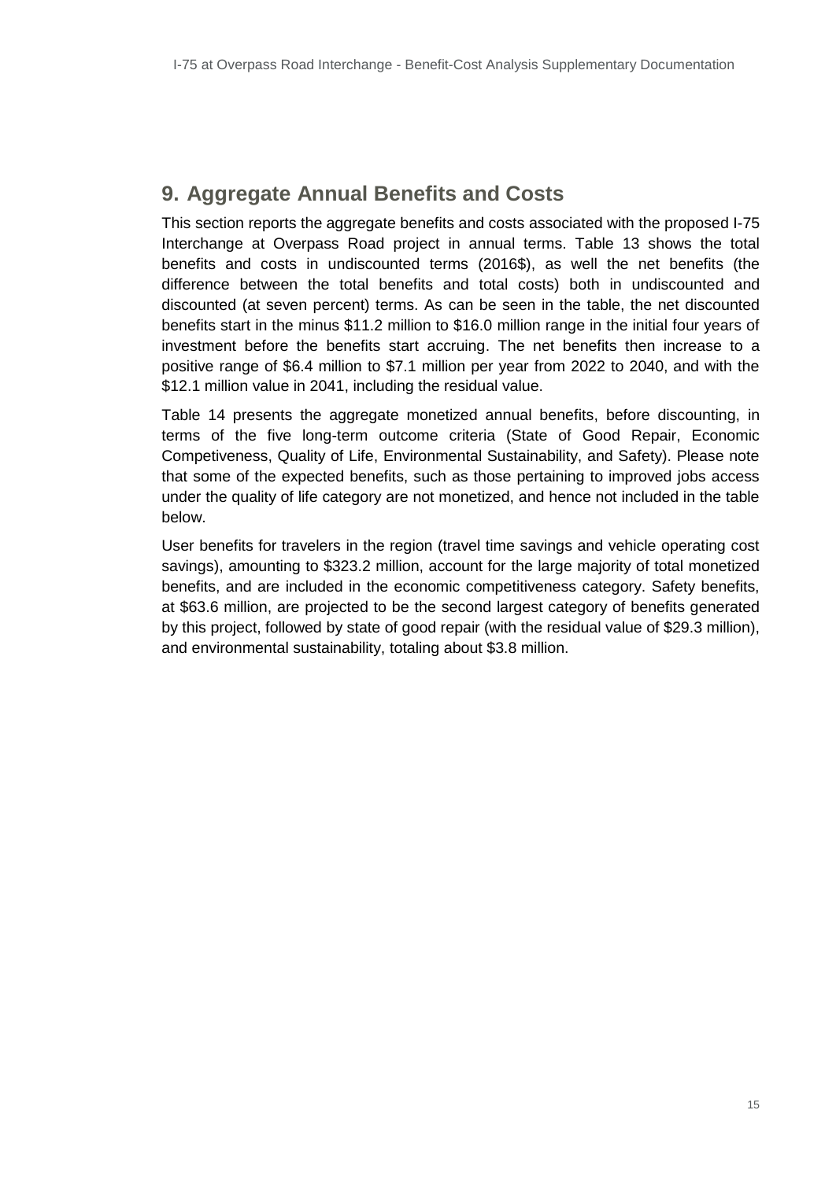## 9. Aggregate Annual Benefits and Costs

This section reports the aggregate benefits and costs associated with the proposed I-75 Interchange at Overpass Road project in annual terms. Table 13 shows the total benefits and costs in undiscounted terms (2016$), as well the net benefits (the difference between the total benefits and total costs) both in undiscounted and discounted (at seven percent) terms. As can be seen in the table, the net discounted benefits start in the minus $11.2 million to $16.0 million range in the initial four years of investment before the benefits start accruing. The net benefits then increase to a positive range of $6.4 million to $7.1 million per year from 2022 to 2040, and with the $12.1 million value in 2041, including the residual value.

Table 14 presents the aggregate monetized annual benefits, before discounting, in terms of the five long-term outcome criteria (State of Good Repair, Economic Competiveness, Quality of Life, Environmental Sustainability, and Safety). Please note that some of the expected benefits, such as those pertaining to improved jobs access under the quality of life category are not monetized, and hence not included in the table below.

User benefits for travelers in the region (travel time savings and vehicle operating cost savings), amounting to $323.2 million, account for the large majority of total monetized benefits, and are included in the economic competitiveness category. Safety benefits, at $63.6 million, are projected to be the second largest category of benefits generated by this project, followed by state of good repair (with the residual value of $29.3 million), and environmental sustainability, totaling about $3.8 million.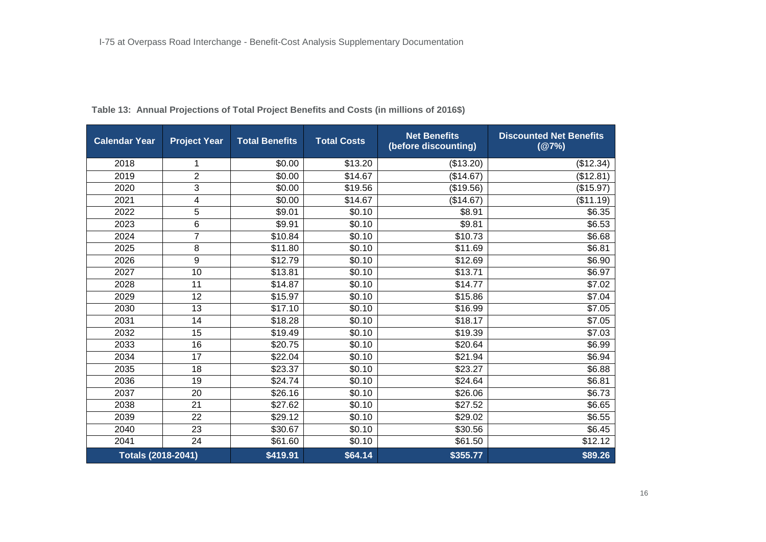**Table 13: Annual Projections of Total Project Benefits and Costs (in millions of 2016$)**

| Calendar Year | Project Year | Total Benefits | Total Costs | Net Benefits (before discounting) | Discounted Net Benefits (@7%) |
|---|---|---|---|---|---|
| 2018 | 1 | $0.00 | $13.20 | ($13.20) | ($12.34) |
| 2019 | 2 | $0.00 | $14.67 | ($14.67) | ($12.81) |
| 2020 | 3 | $0.00 | $19.56 | ($19.56) | ($15.97) |
| 2021 | 4 | $0.00 | $14.67 | ($14.67) | ($11.19) |
| 2022 | 5 | $9.01 | $0.10 | $8.91 | $6.35 |
| 2023 | 6 | $9.91 | $0.10 | $9.81 | $6.53 |
| 2024 | 7 | $10.84 | $0.10 | $10.73 | $6.68 |
| 2025 | 8 | $11.80 | $0.10 | $11.69 | $6.81 |
| 2026 | 9 | $12.79 | $0.10 | $12.69 | $6.90 |
| 2027 | 10 | $13.81 | $0.10 | $13.71 | $6.97 |
| 2028 | 11 | $14.87 | $0.10 | $14.77 | $7.02 |
| 2029 | 12 | $15.97 | $0.10 | $15.86 | $7.04 |
| 2030 | 13 | $17.10 | $0.10 | $16.99 | $7.05 |
| 2031 | 14 | $18.28 | $0.10 | $18.17 | $7.05 |
| 2032 | 15 | $19.49 | $0.10 | $19.39 | $7.03 |
| 2033 | 16 | $20.75 | $0.10 | $20.64 | $6.99 |
| 2034 | 17 | $22.04 | $0.10 | $21.94 | $6.94 |
| 2035 | 18 | $23.37 | $0.10 | $23.27 | $6.88 |
| 2036 | 19 | $24.74 | $0.10 | $24.64 | $6.81 |
| 2037 | 20 | $26.16 | $0.10 | $26.06 | $6.73 |
| 2038 | 21 | $27.62 | $0.10 | $27.52 | $6.65 |
| 2039 | 22 | $29.12 | $0.10 | $29.02 | $6.55 |
| 2040 | 23 | $30.67 | $0.10 | $30.56 | $6.45 |
| 2041 | 24 | $61.60 | $0.10 | $61.50 | $12.12 |
| **Totals (2018-2041)** | | **$419.91** | **$64.14** | **$355.77** | **$89.26** |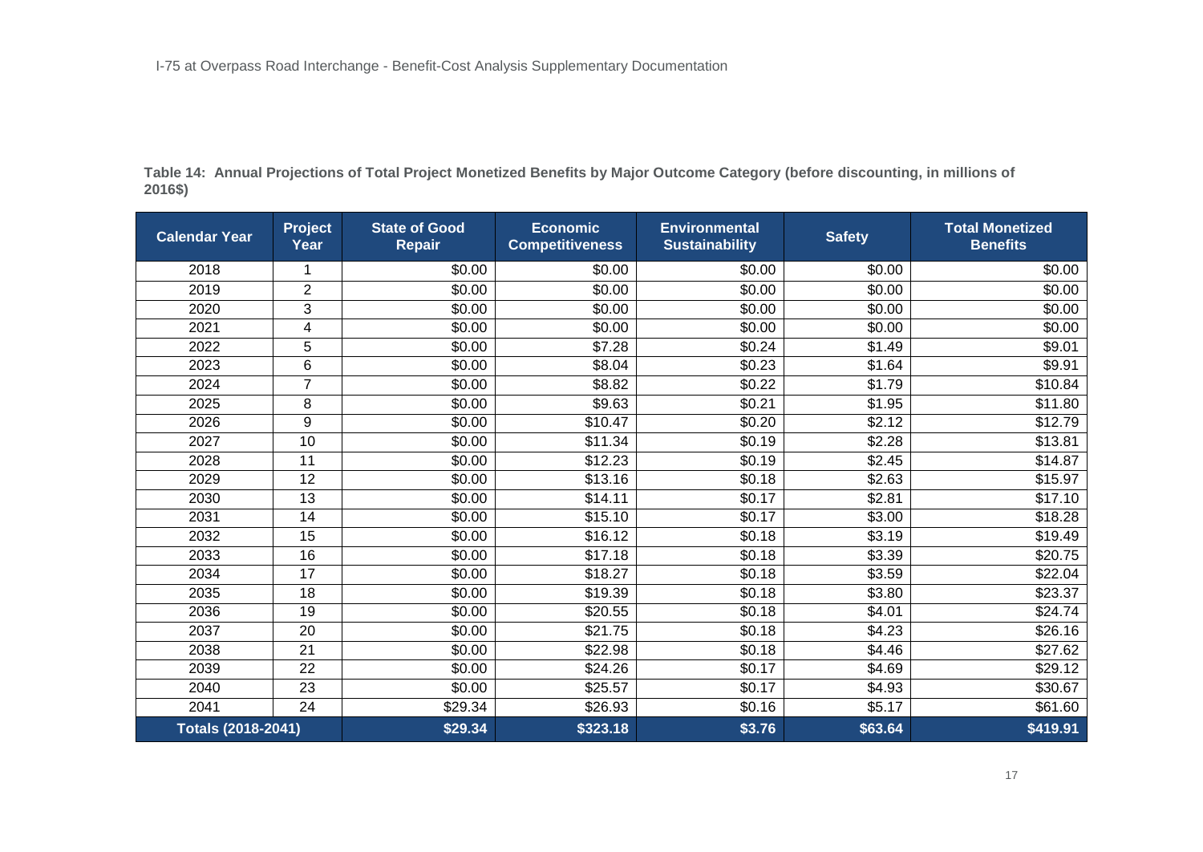**Table 14: Annual Projections of Total Project Monetized Benefits by Major Outcome Category (before discounting, in millions of 2016$)**

| Calendar Year | Project Year | State of Good Repair | Economic Competitiveness | Environmental Sustainability | Safety | Total Monetized Benefits |
|---|---|---|---|---|---|---|
| 2018 | 1 | $0.00 | $0.00 | $0.00 | $0.00 | $0.00 |
| 2019 | 2 | $0.00 | $0.00 | $0.00 | $0.00 | $0.00 |
| 2020 | 3 | $0.00 | $0.00 | $0.00 | $0.00 | $0.00 |
| 2021 | 4 | $0.00 | $0.00 | $0.00 | $0.00 | $0.00 |
| 2022 | 5 | $0.00 | $7.28 | $0.24 | $1.49 | $9.01 |
| 2023 | 6 | $0.00 | $8.04 | $0.23 | $1.64 | $9.91 |
| 2024 | 7 | $0.00 | $8.82 | $0.22 | $1.79 | $10.84 |
| 2025 | 8 | $0.00 | $9.63 | $0.21 | $1.95 | $11.80 |
| 2026 | 9 | $0.00 | $10.47 | $0.20 | $2.12 | $12.79 |
| 2027 | 10 | $0.00 | $11.34 | $0.19 | $2.28 | $13.81 |
| 2028 | 11 | $0.00 | $12.23 | $0.19 | $2.45 | $14.87 |
| 2029 | 12 | $0.00 | $13.16 | $0.18 | $2.63 | $15.97 |
| 2030 | 13 | $0.00 | $14.11 | $0.17 | $2.81 | $17.10 |
| 2031 | 14 | $0.00 | $15.10 | $0.17 | $3.00 | $18.28 |
| 2032 | 15 | $0.00 | $16.12 | $0.18 | $3.19 | $19.49 |
| 2033 | 16 | $0.00 | $17.18 | $0.18 | $3.39 | $20.75 |
| 2034 | 17 | $0.00 | $18.27 | $0.18 | $3.59 | $22.04 |
| 2035 | 18 | $0.00 | $19.39 | $0.18 | $3.80 | $23.37 |
| 2036 | 19 | $0.00 | $20.55 | $0.18 | $4.01 | $24.74 |
| 2037 | 20 | $0.00 | $21.75 | $0.18 | $4.23 | $26.16 |
| 2038 | 21 | $0.00 | $22.98 | $0.18 | $4.46 | $27.62 |
| 2039 | 22 | $0.00 | $24.26 | $0.17 | $4.69 | $29.12 |
| 2040 | 23 | $0.00 | $25.57 | $0.17 | $4.93 | $30.67 |
| 2041 | 24 | $29.34 | $26.93 | $0.16 | $5.17 | $61.60 |
| **Totals (2018-2041)** | | **$29.34** | **$323.18** | **$3.76** | **$63.64** | **$419.91** |